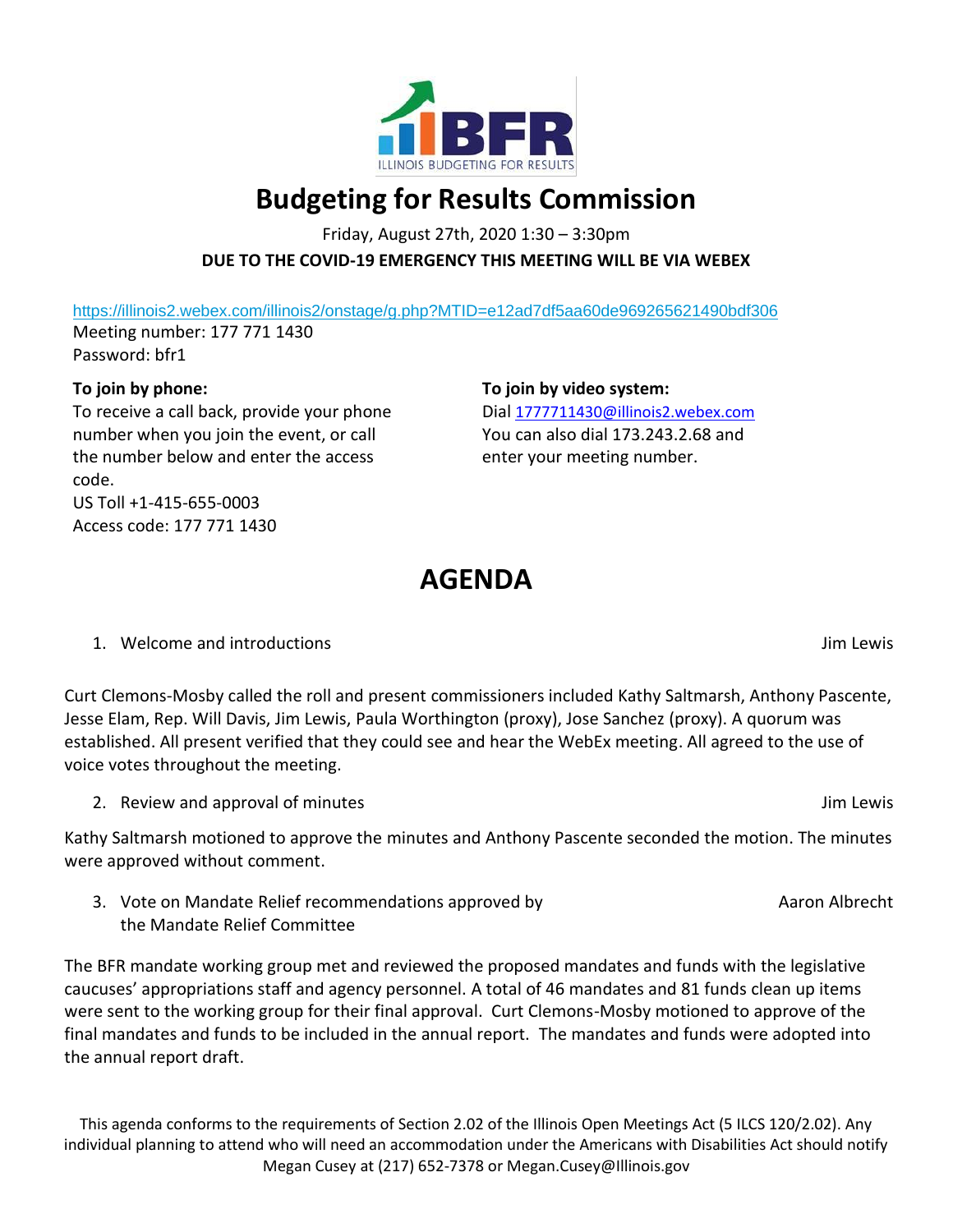# Budgeting for Results Commission

Friday, August 27th, 2020 1:30 – 3:30pm

**DUE TO THE COVID-19 EMERGENCY THIS MEETING WILL BE VIA WEBEX**

https://illinois2.webex.com/illinois2/onstage/g.php?MTID=e12ad7df5aa60de969265621490bdf306

Meeting number: 177 771 1430

Password: bfr1

**To join by phone:**

To receive a call back, provide your phone number when you join the event, or call the number below and enter the access code.

US Toll +1-415-655-0003

Access code: 177 771 1430

**To join by video system:**

Dial 1777711430@illinois2.webex.com

You can also dial 173.243.2.68 and enter your meeting number.

# AGENDA

1. Welcome and introductions — Jim Lewis

Curt Clemons-Mosby called the roll and present commissioners included Kathy Saltmarsh, Anthony Pascente, Jesse Elam, Rep. Will Davis, Jim Lewis, Paula Worthington (proxy), Jose Sanchez (proxy). A quorum was established. All present verified that they could see and hear the WebEx meeting. All agreed to the use of voice votes throughout the meeting.

2. Review and approval of minutes — Jim Lewis

Kathy Saltmarsh motioned to approve the minutes and Anthony Pascente seconded the motion. The minutes were approved without comment.

3. Vote on Mandate Relief recommendations approved by the Mandate Relief Committee — Aaron Albrecht

The BFR mandate working group met and reviewed the proposed mandates and funds with the legislative caucuses' appropriations staff and agency personnel. A total of 46 mandates and 81 funds clean up items were sent to the working group for their final approval. Curt Clemons-Mosby motioned to approve of the final mandates and funds to be included in the annual report. The mandates and funds were adopted into the annual report draft.

This agenda conforms to the requirements of Section 2.02 of the Illinois Open Meetings Act (5 ILCS 120/2.02). Any individual planning to attend who will need an accommodation under the Americans with Disabilities Act should notify Megan Cusey at (217) 652-7378 or Megan.Cusey@Illinois.gov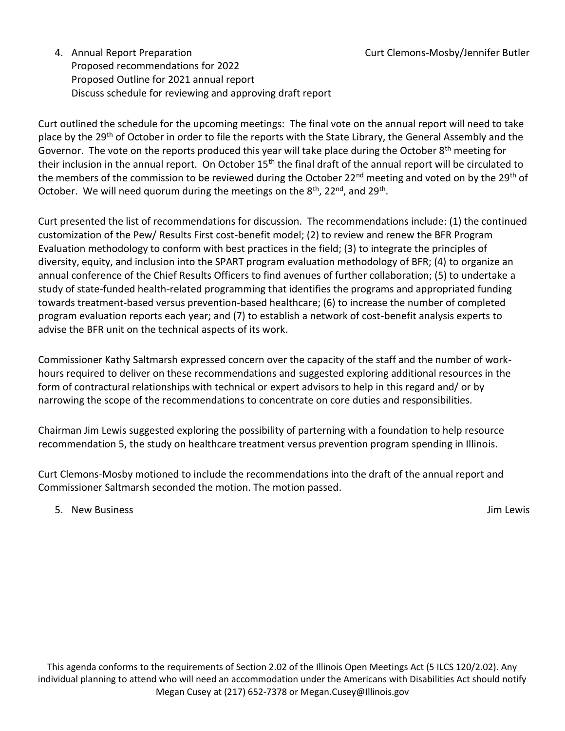4. Annual Report Preparation Curt Clemons-Mosby/Jennifer Butler
   Proposed recommendations for 2022
   Proposed Outline for 2021 annual report
   Discuss schedule for reviewing and approving draft report

Curt outlined the schedule for the upcoming meetings: The final vote on the annual report will need to take place by the 29th of October in order to file the reports with the State Library, the General Assembly and the Governor. The vote on the reports produced this year will take place during the October 8th meeting for their inclusion in the annual report. On October 15th the final draft of the annual report will be circulated to the members of the commission to be reviewed during the October 22nd meeting and voted on by the 29th of October. We will need quorum during the meetings on the 8th, 22nd, and 29th.

Curt presented the list of recommendations for discussion. The recommendations include: (1) the continued customization of the Pew/ Results First cost-benefit model; (2) to review and renew the BFR Program Evaluation methodology to conform with best practices in the field; (3) to integrate the principles of diversity, equity, and inclusion into the SPART program evaluation methodology of BFR; (4) to organize an annual conference of the Chief Results Officers to find avenues of further collaboration; (5) to undertake a study of state-funded health-related programming that identifies the programs and appropriated funding towards treatment-based versus prevention-based healthcare; (6) to increase the number of completed program evaluation reports each year; and (7) to establish a network of cost-benefit analysis experts to advise the BFR unit on the technical aspects of its work.

Commissioner Kathy Saltmarsh expressed concern over the capacity of the staff and the number of work-hours required to deliver on these recommendations and suggested exploring additional resources in the form of contractural relationships with technical or expert advisors to help in this regard and/ or by narrowing the scope of the recommendations to concentrate on core duties and responsibilities.

Chairman Jim Lewis suggested exploring the possibility of parterning with a foundation to help resource recommendation 5, the study on healthcare treatment versus prevention program spending in Illinois.

Curt Clemons-Mosby motioned to include the recommendations into the draft of the annual report and Commissioner Saltmarsh seconded the motion. The motion passed.

5. New Business Jim Lewis

This agenda conforms to the requirements of Section 2.02 of the Illinois Open Meetings Act (5 ILCS 120/2.02). Any individual planning to attend who will need an accommodation under the Americans with Disabilities Act should notify Megan Cusey at (217) 652-7378 or Megan.Cusey@Illinois.gov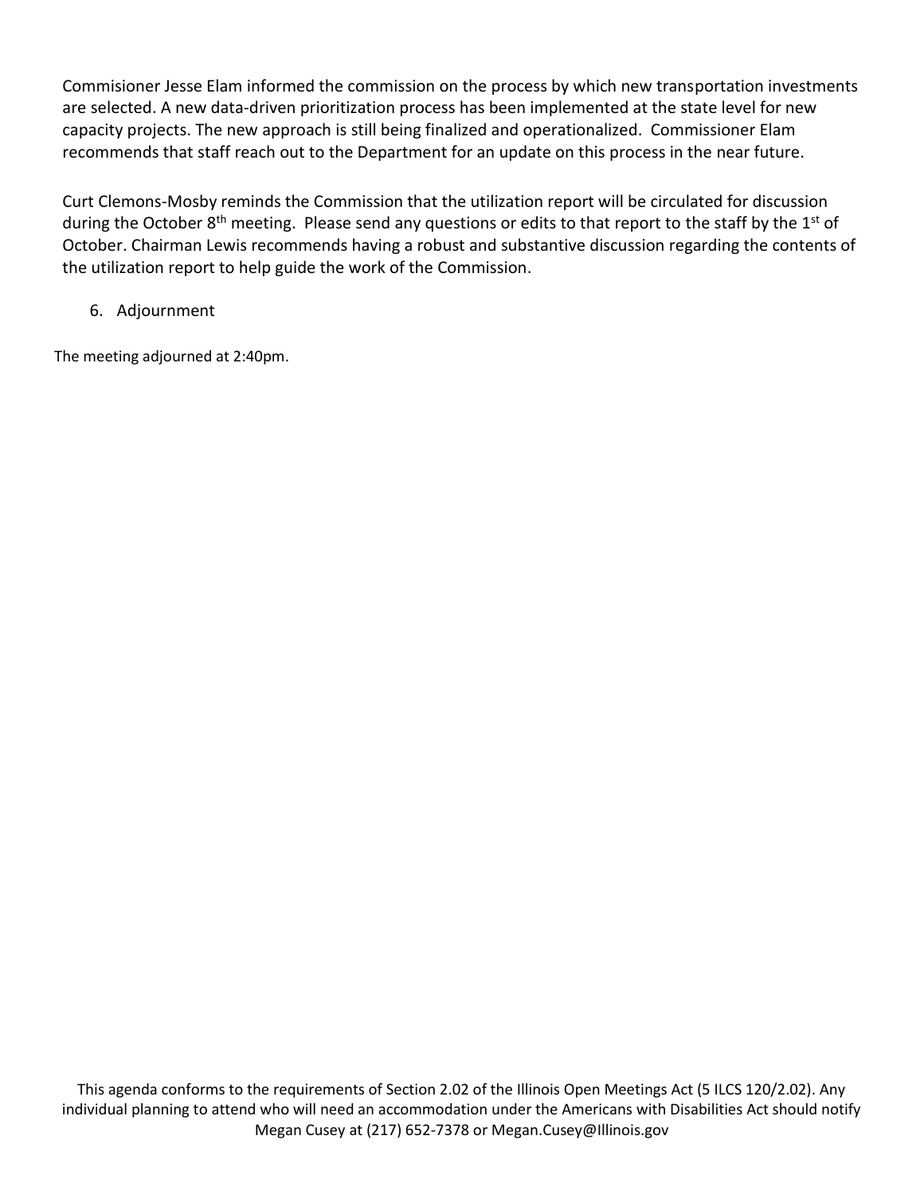Commisioner Jesse Elam informed the commission on the process by which new transportation investments are selected. A new data-driven prioritization process has been implemented at the state level for new capacity projects. The new approach is still being finalized and operationalized. Commissioner Elam recommends that staff reach out to the Department for an update on this process in the near future.

Curt Clemons-Mosby reminds the Commission that the utilization report will be circulated for discussion during the October 8th meeting. Please send any questions or edits to that report to the staff by the 1st of October. Chairman Lewis recommends having a robust and substantive discussion regarding the contents of the utilization report to help guide the work of the Commission.

6. Adjournment

The meeting adjourned at 2:40pm.

This agenda conforms to the requirements of Section 2.02 of the Illinois Open Meetings Act (5 ILCS 120/2.02). Any individual planning to attend who will need an accommodation under the Americans with Disabilities Act should notify Megan Cusey at (217) 652-7378 or Megan.Cusey@Illinois.gov